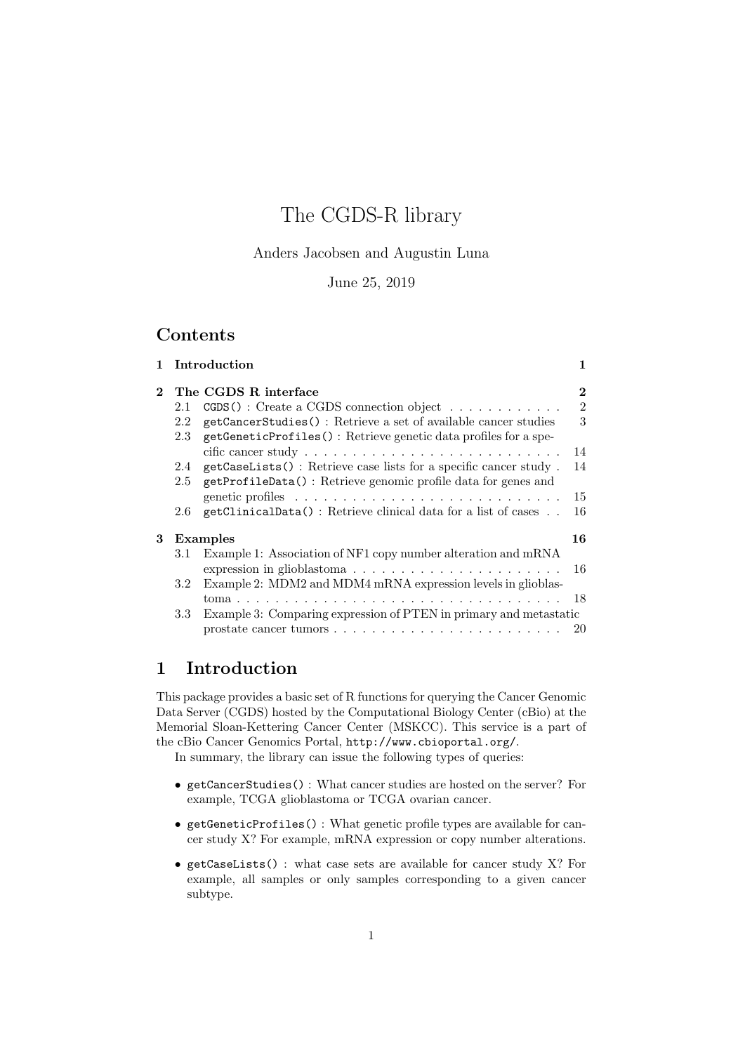# The CGDS-R library

Anders Jacobsen and Augustin Luna

June 25, 2019

## Contents

**1 Introduction** **1**

**2 The CGDS R interface** **2**

- 2.1 `CGDS()` : Create a CGDS connection object . . . . . . . . . . . . 2
- 2.2 `getCancerStudies()` : Retrieve a set of available cancer studies 3
- 2.3 `getGeneticProfiles()` : Retrieve genetic data profiles for a specific cancer study . . . . . . . . . . . . . . . . . . . . . . . . . . . 14
- 2.4 `getCaseLists()` : Retrieve case lists for a specific cancer study . 14
- 2.5 `getProfileData()` : Retrieve genomic profile data for genes and genetic profiles . . . . . . . . . . . . . . . . . . . . . . . . . . . 15
- 2.6 `getClinicalData()` : Retrieve clinical data for a list of cases . . 16

**3 Examples** **16**

- 3.1 Example 1: Association of NF1 copy number alteration and mRNA expression in glioblastoma . . . . . . . . . . . . . . . . . . . . . . 16
- 3.2 Example 2: MDM2 and MDM4 mRNA expression levels in glioblastoma . . . . . . . . . . . . . . . . . . . . . . . . . . . . . . . . . . . 18
- 3.3 Example 3: Comparing expression of PTEN in primary and metastatic prostate cancer tumors . . . . . . . . . . . . . . . . . . . . . . . 20

# 1 Introduction

This package provides a basic set of R functions for querying the Cancer Genomic Data Server (CGDS) hosted by the Computational Biology Center (cBio) at the Memorial Sloan-Kettering Cancer Center (MSKCC). This service is a part of the cBio Cancer Genomics Portal, `http://www.cbioportal.org/`.

In summary, the library can issue the following types of queries:

- `getCancerStudies()` : What cancer studies are hosted on the server? For example, TCGA glioblastoma or TCGA ovarian cancer.
- `getGeneticProfiles()` : What genetic profile types are available for cancer study X? For example, mRNA expression or copy number alterations.
- `getCaseLists()` : what case sets are available for cancer study X? For example, all samples or only samples corresponding to a given cancer subtype.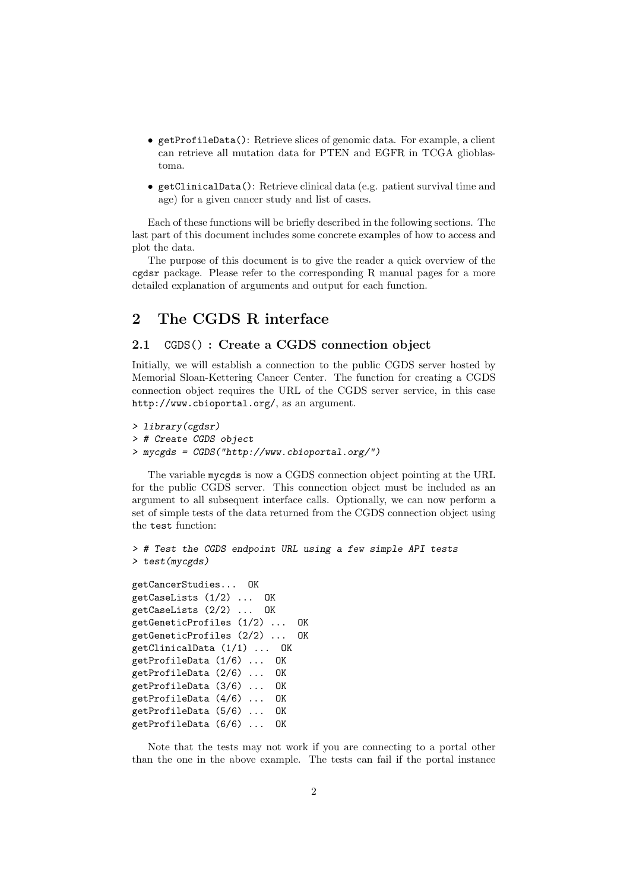- `getProfileData()`: Retrieve slices of genomic data. For example, a client can retrieve all mutation data for PTEN and EGFR in TCGA glioblastoma.
- `getClinicalData()`: Retrieve clinical data (e.g. patient survival time and age) for a given cancer study and list of cases.

Each of these functions will be briefly described in the following sections. The last part of this document includes some concrete examples of how to access and plot the data.

The purpose of this document is to give the reader a quick overview of the `cgdsr` package. Please refer to the corresponding R manual pages for a more detailed explanation of arguments and output for each function.

# 2 The CGDS R interface

## 2.1 `CGDS()` : Create a CGDS connection object

Initially, we will establish a connection to the public CGDS server hosted by Memorial Sloan-Kettering Cancer Center. The function for creating a CGDS connection object requires the URL of the CGDS server service, in this case `http://www.cbioportal.org/`, as an argument.

```
> library(cgdsr)
> # Create CGDS object
> mycgds = CGDS("http://www.cbioportal.org/")
```

The variable `mycgds` is now a CGDS connection object pointing at the URL for the public CGDS server. This connection object must be included as an argument to all subsequent interface calls. Optionally, we can now perform a set of simple tests of the data returned from the CGDS connection object using the `test` function:

```
> # Test the CGDS endpoint URL using a few simple API tests
> test(mycgds)

getCancerStudies...  OK
getCaseLists (1/2) ...  OK
getCaseLists (2/2) ...  OK
getGeneticProfiles (1/2) ...  OK
getGeneticProfiles (2/2) ...  OK
getClinicalData (1/1) ...  OK
getProfileData (1/6) ...  OK
getProfileData (2/6) ...  OK
getProfileData (3/6) ...  OK
getProfileData (4/6) ...  OK
getProfileData (5/6) ...  OK
getProfileData (6/6) ...  OK
```

Note that the tests may not work if you are connecting to a portal other than the one in the above example. The tests can fail if the portal instance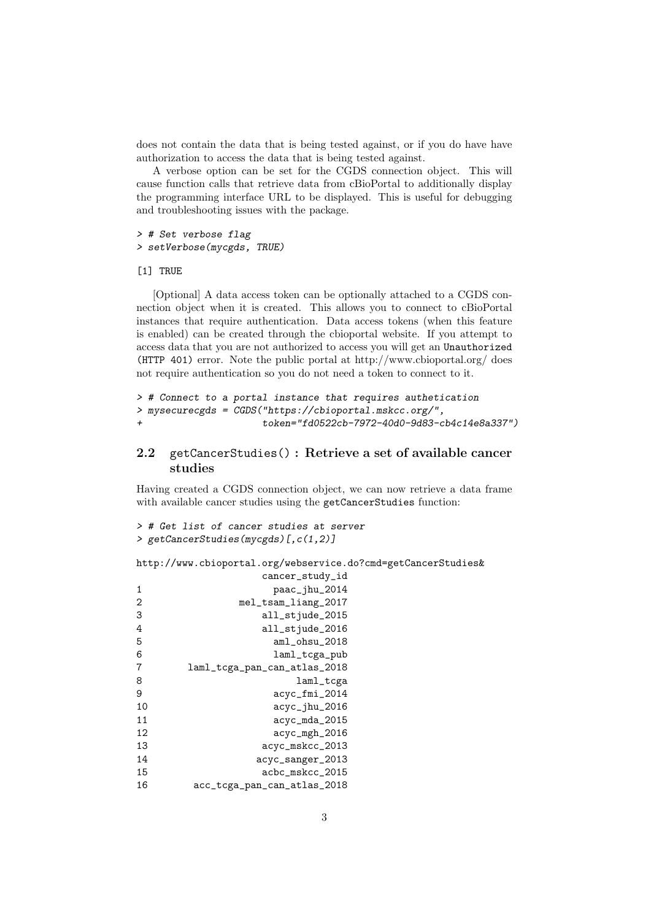does not contain the data that is being tested against, or if you do have have authorization to access the data that is being tested against.

A verbose option can be set for the CGDS connection object. This will cause function calls that retrieve data from cBioPortal to additionally display the programming interface URL to be displayed. This is useful for debugging and troubleshooting issues with the package.

```
> # Set verbose flag
> setVerbose(mycgds, TRUE)
```

```
[1] TRUE
```

[Optional] A data access token can be optionally attached to a CGDS connection object when it is created. This allows you to connect to cBioPortal instances that require authentication. Data access tokens (when this feature is enabled) can be created through the cbioportal website. If you attempt to access data that you are not authorized to access you will get an `Unauthorized (HTTP 401)` error. Note the public portal at http://www.cbioportal.org/ does not require authentication so you do not need a token to connect to it.

```
> # Connect to a portal instance that requires authetication
> mysecurecgds = CGDS("https://cbioportal.mskcc.org/",
+                     token="fd0522cb-7972-40d0-9d83-cb4c14e8a337")
```

## 2.2 `getCancerStudies()` : Retrieve a set of available cancer studies

Having created a CGDS connection object, we can now retrieve a data frame with available cancer studies using the `getCancerStudies` function:

```
> # Get list of cancer studies at server
> getCancerStudies(mycgds)[,c(1,2)]
```

```
http://www.cbioportal.org/webservice.do?cmd=getCancerStudies&
                  cancer_study_id
1                   paac_jhu_2014
2              mel_tsam_liang_2017
3                  all_stjude_2015
4                  all_stjude_2016
5                   aml_ohsu_2018
6                    laml_tcga_pub
7      laml_tcga_pan_can_atlas_2018
8                        laml_tcga
9                    acyc_fmi_2014
10                   acyc_jhu_2016
11                   acyc_mda_2015
12                   acyc_mgh_2016
13                 acyc_mskcc_2013
14                acyc_sanger_2013
15                 acbc_mskcc_2015
16      acc_tcga_pan_can_atlas_2018
```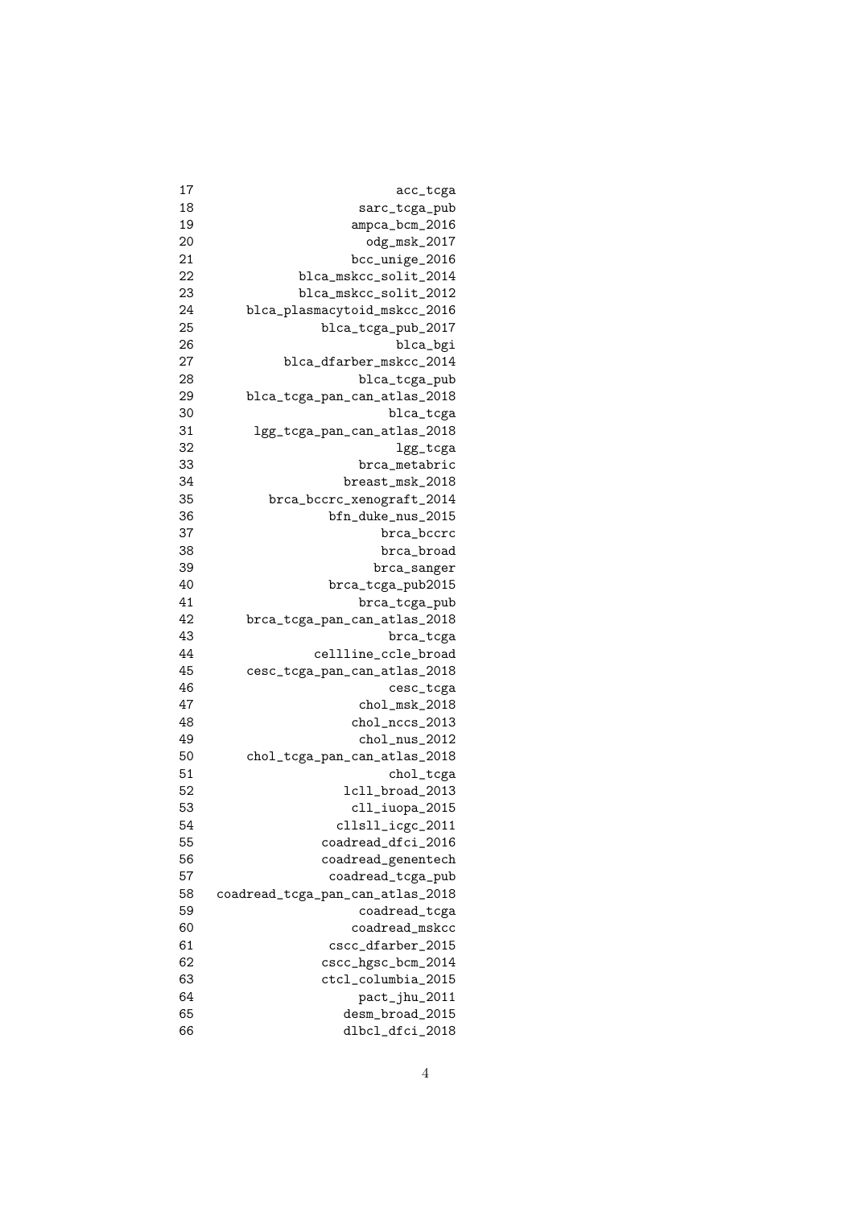```
17                      acc_tcga
18                 sarc_tcga_pub
19                ampca_bcm_2016
20                  odg_msk_2017
21                bcc_unige_2016
22          blca_mskcc_solit_2014
23          blca_mskcc_solit_2012
24   blca_plasmacytoid_mskcc_2016
25             blca_tcga_pub_2017
26                      blca_bgi
27        blca_dfarber_mskcc_2014
28                 blca_tcga_pub
29    blca_tcga_pan_can_atlas_2018
30                     blca_tcga
31     lgg_tcga_pan_can_atlas_2018
32                      lgg_tcga
33                 brca_metabric
34               breast_msk_2018
35      brca_bccrc_xenograft_2014
36             bfn_duke_nus_2015
37                    brca_bccrc
38                    brca_broad
39                   brca_sanger
40             brca_tcga_pub2015
41                 brca_tcga_pub
42    brca_tcga_pan_can_atlas_2018
43                     brca_tcga
44            cellline_ccle_broad
45    cesc_tcga_pan_can_atlas_2018
46                     cesc_tcga
47                 chol_msk_2018
48                chol_nccs_2013
49                 chol_nus_2012
50    chol_tcga_pan_can_atlas_2018
51                     chol_tcga
52               lcll_broad_2013
53                cll_iuopa_2015
54               cllsll_icgc_2011
55            coadread_dfci_2016
56            coadread_genentech
57             coadread_tcga_pub
58 coadread_tcga_pan_can_atlas_2018
59                 coadread_tcga
60                coadread_mskcc
61             cscc_dfarber_2015
62            cscc_hgsc_bcm_2014
63            ctcl_columbia_2015
64                 pact_jhu_2011
65               desm_broad_2015
66               dlbcl_dfci_2018
```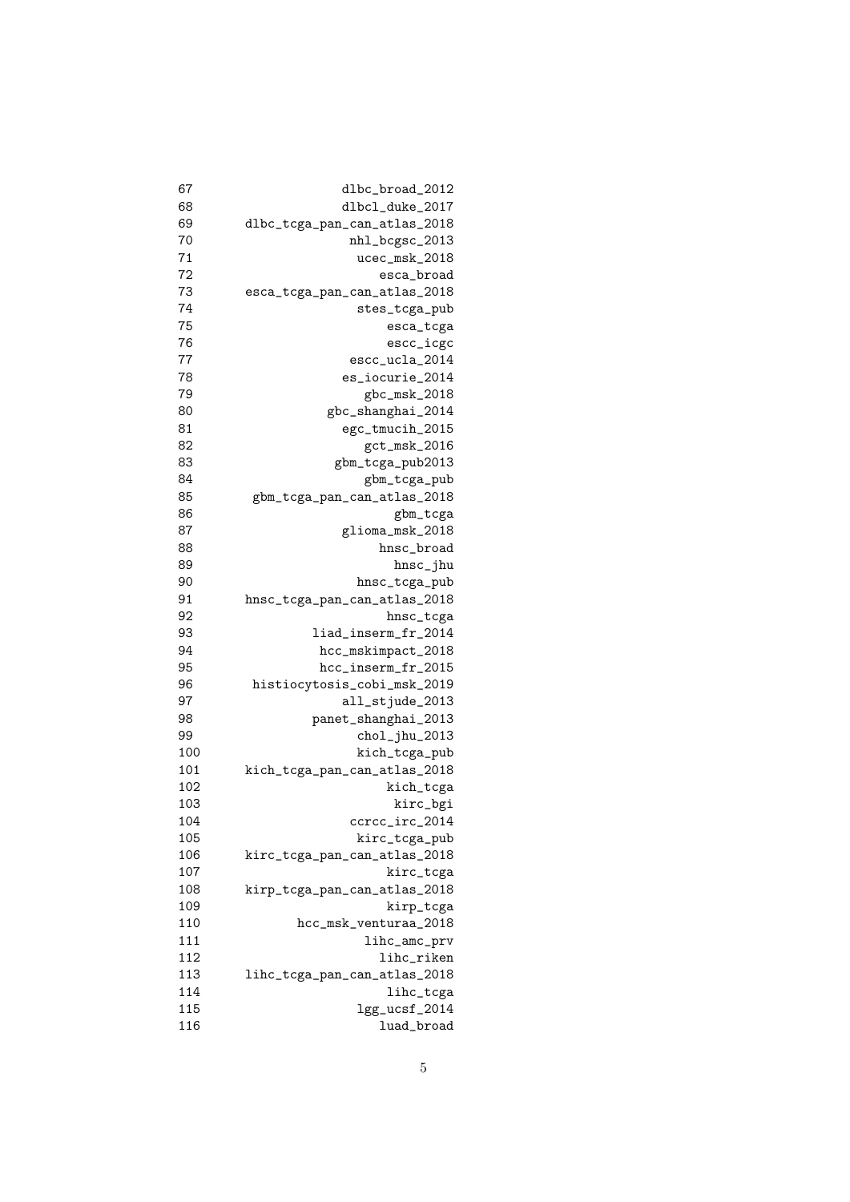```
67               dlbc_broad_2012
68               dlbcl_duke_2017
69  dlbc_tcga_pan_can_atlas_2018
70                nhl_bcgsc_2013
71                 ucec_msk_2018
72                    esca_broad
73  esca_tcga_pan_can_atlas_2018
74                  stes_tcga_pub
75                     esca_tcga
76                     escc_icgc
77                escc_ucla_2014
78               es_iocurie_2014
79                  gbc_msk_2018
80            gbc_shanghai_2014
81               egc_tmucih_2015
82                  gct_msk_2016
83              gbm_tcga_pub2013
84                  gbm_tcga_pub
85   gbm_tcga_pan_can_atlas_2018
86                      gbm_tcga
87               glioma_msk_2018
88                    hnsc_broad
89                      hnsc_jhu
90                 hnsc_tcga_pub
91  hnsc_tcga_pan_can_atlas_2018
92                     hnsc_tcga
93           liad_inserm_fr_2014
94            hcc_mskimpact_2018
95            hcc_inserm_fr_2015
96   histiocytosis_cobi_msk_2019
97               all_stjude_2013
98           panet_shanghai_2013
99                 chol_jhu_2013
100                kich_tcga_pub
101 kich_tcga_pan_can_atlas_2018
102                    kich_tcga
103                     kirc_bgi
104               ccrcc_irc_2014
105                kirc_tcga_pub
106 kirc_tcga_pan_can_atlas_2018
107                    kirc_tcga
108 kirp_tcga_pan_can_atlas_2018
109                    kirp_tcga
110         hcc_msk_venturaa_2018
111                  lihc_amc_prv
112                   lihc_riken
113 lihc_tcga_pan_can_atlas_2018
114                    lihc_tcga
115                lgg_ucsf_2014
116                   luad_broad
```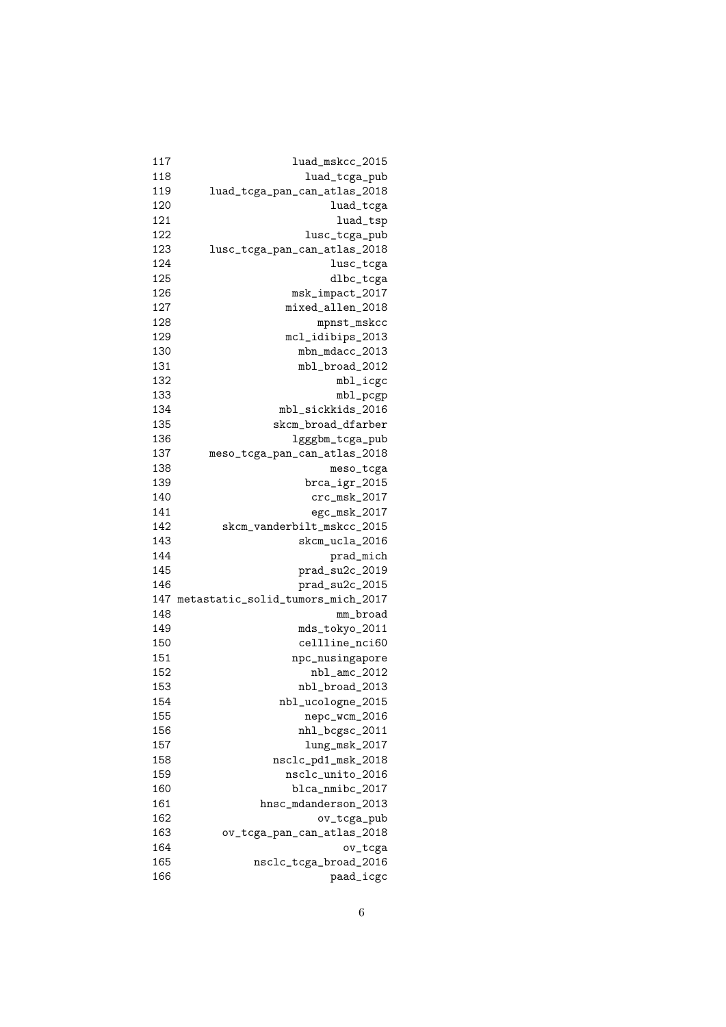```
117                  luad_mskcc_2015
118                    luad_tcga_pub
119      luad_tcga_pan_can_atlas_2018
120                        luad_tcga
121                         luad_tsp
122                    lusc_tcga_pub
123      lusc_tcga_pan_can_atlas_2018
124                        lusc_tcga
125                        dlbc_tcga
126                  msk_impact_2017
127                 mixed_allen_2018
128                      mpnst_mskcc
129                 mcl_idibips_2013
130                   mbn_mdacc_2013
131                   mbl_broad_2012
132                         mbl_icgc
133                         mbl_pcgp
134                mbl_sickkids_2016
135               skcm_broad_dfarber
136                  lgggbm_tcga_pub
137      meso_tcga_pan_can_atlas_2018
138                        meso_tcga
139                    brca_igr_2015
140                     crc_msk_2017
141                     egc_msk_2017
142        skcm_vanderbilt_mskcc_2015
143                   skcm_ucla_2016
144                        prad_mich
145                   prad_su2c_2019
146                   prad_su2c_2015
147 metastatic_solid_tumors_mich_2017
148                         mm_broad
149                   mds_tokyo_2011
150                   cellline_nci60
151                  npc_nusingapore
152                     nbl_amc_2012
153                   nbl_broad_2013
154               nbl_ucologne_2015
155                    nepc_wcm_2016
156                   nhl_bcgsc_2011
157                    lung_msk_2017
158               nsclc_pd1_msk_2018
159                 nsclc_unito_2016
160                  blca_nmibc_2017
161             hnsc_mdanderson_2013
162                      ov_tcga_pub
163        ov_tcga_pan_can_atlas_2018
164                          ov_tcga
165            nsclc_tcga_broad_2016
166                        paad_icgc
```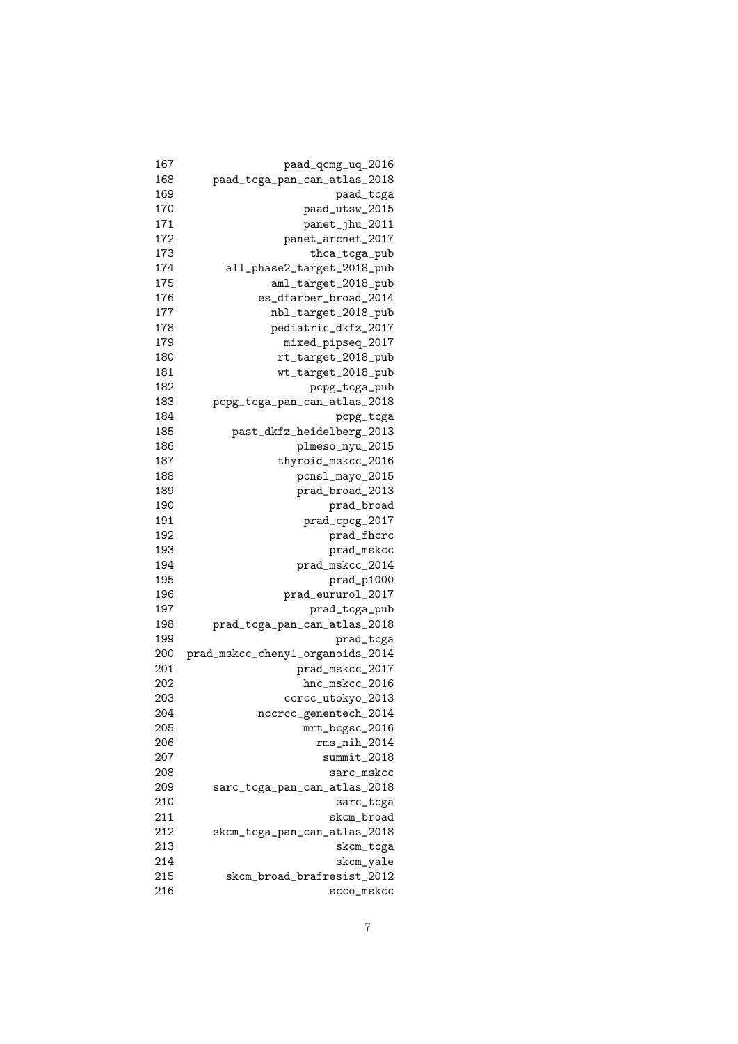```
167                paad_qcmg_uq_2016
168      paad_tcga_pan_can_atlas_2018
169                        paad_tcga
170                   paad_utsw_2015
171                   panet_jhu_2011
172                panet_arcnet_2017
173                    thca_tcga_pub
174        all_phase2_target_2018_pub
175              aml_target_2018_pub
176            es_dfarber_broad_2014
177              nbl_target_2018_pub
178              pediatric_dkfz_2017
179                mixed_pipseq_2017
180               rt_target_2018_pub
181               wt_target_2018_pub
182                    pcpg_tcga_pub
183      pcpg_tcga_pan_can_atlas_2018
184                        pcpg_tcga
185         past_dkfz_heidelberg_2013
186                  plmeso_nyu_2015
187              thyroid_mskcc_2016
188                  pcnsl_mayo_2015
189                  prad_broad_2013
190                       prad_broad
191                   prad_cpcg_2017
192                       prad_fhcrc
193                       prad_mskcc
194                  prad_mskcc_2014
195                       prad_p1000
196                prad_eururol_2017
197                    prad_tcga_pub
198      prad_tcga_pan_can_atlas_2018
199                        prad_tcga
200  prad_mskcc_cheny1_organoids_2014
201                  prad_mskcc_2017
202                   hnc_mskcc_2016
203                ccrcc_utokyo_2013
204            nccrcc_genentech_2014
205                   mrt_bcgsc_2016
206                     rms_nih_2014
207                      summit_2018
208                       sarc_mskcc
209      sarc_tcga_pan_can_atlas_2018
210                        sarc_tcga
211                       skcm_broad
212      skcm_tcga_pan_can_atlas_2018
213                        skcm_tcga
214                        skcm_yale
215        skcm_broad_brafresist_2012
216                       scco_mskcc
```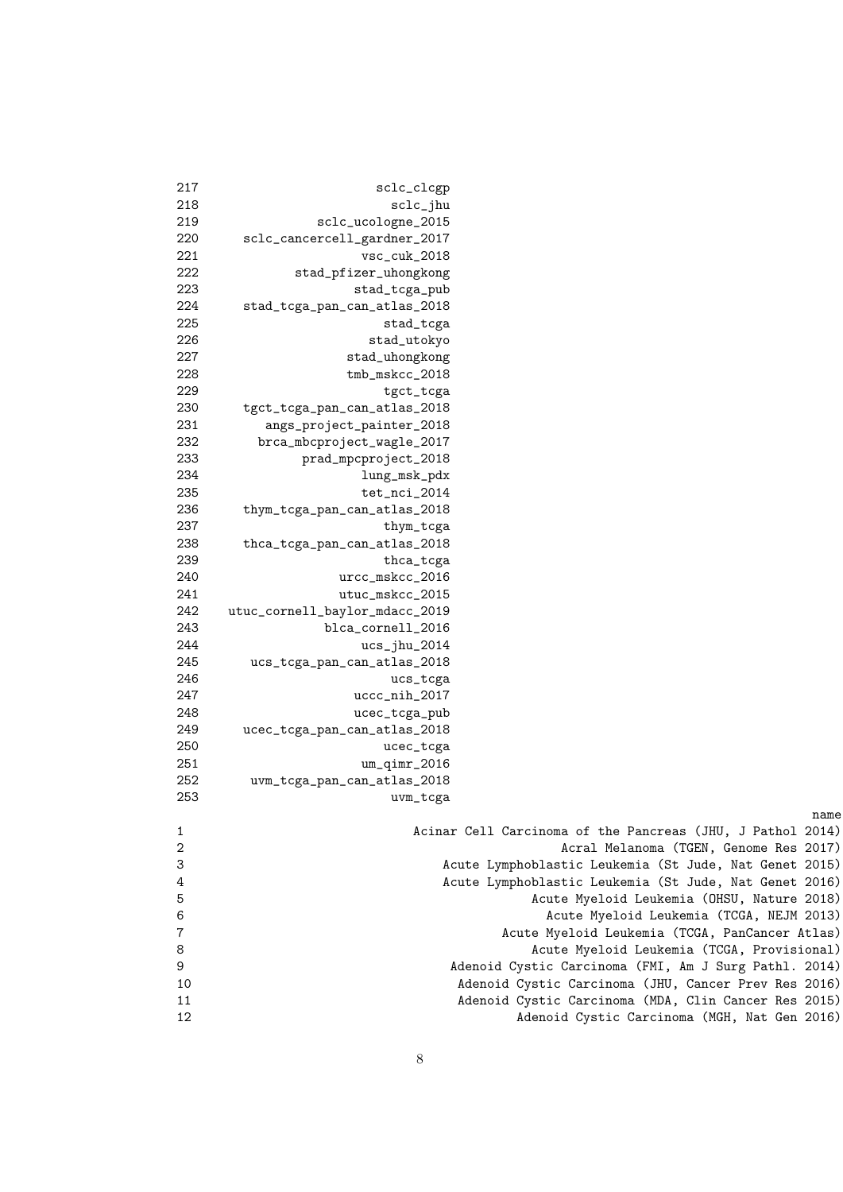```
217                      sclc_clcgp
218                        sclc_jhu
219              sclc_ucologne_2015
220     sclc_cancercell_gardner_2017
221                    vsc_cuk_2018
222          stad_pfizer_uhongkong
223                   stad_tcga_pub
224     stad_tcga_pan_can_atlas_2018
225                       stad_tcga
226                     stad_utokyo
227                  stad_uhongkong
228                   tmb_mskcc_2018
229                       tgct_tcga
230     tgct_tcga_pan_can_atlas_2018
231       angs_project_painter_2018
232      brca_mbcproject_wagle_2017
233           prad_mpcproject_2018
234                    lung_msk_pdx
235                    tet_nci_2014
236     thym_tcga_pan_can_atlas_2018
237                       thym_tcga
238     thca_tcga_pan_can_atlas_2018
239                       thca_tcga
240                 urcc_mskcc_2016
241                 utuc_mskcc_2015
242   utuc_cornell_baylor_mdacc_2019
243               blca_cornell_2016
244                    ucs_jhu_2014
245      ucs_tcga_pan_can_atlas_2018
246                        ucs_tcga
247                   uccc_nih_2017
248                   ucec_tcga_pub
249     ucec_tcga_pan_can_atlas_2018
250                       ucec_tcga
251                    um_qimr_2016
252      uvm_tcga_pan_can_atlas_2018
253                        uvm_tcga
                                                                                           name
1                             Acinar Cell Carcinoma of the Pancreas (JHU, J Pathol 2014)
2                                               Acral Melanoma (TGEN, Genome Res 2017)
3                                 Acute Lymphoblastic Leukemia (St Jude, Nat Genet 2015)
4                                 Acute Lymphoblastic Leukemia (St Jude, Nat Genet 2016)
5                                             Acute Myeloid Leukemia (OHSU, Nature 2018)
6                                               Acute Myeloid Leukemia (TCGA, NEJM 2013)
7                                        Acute Myeloid Leukemia (TCGA, PanCancer Atlas)
8                                            Acute Myeloid Leukemia (TCGA, Provisional)
9                                Adenoid Cystic Carcinoma (FMI, Am J Surg Pathl. 2014)
10                                 Adenoid Cystic Carcinoma (JHU, Cancer Prev Res 2016)
11                                 Adenoid Cystic Carcinoma (MDA, Clin Cancer Res 2015)
12                                          Adenoid Cystic Carcinoma (MGH, Nat Gen 2016)
```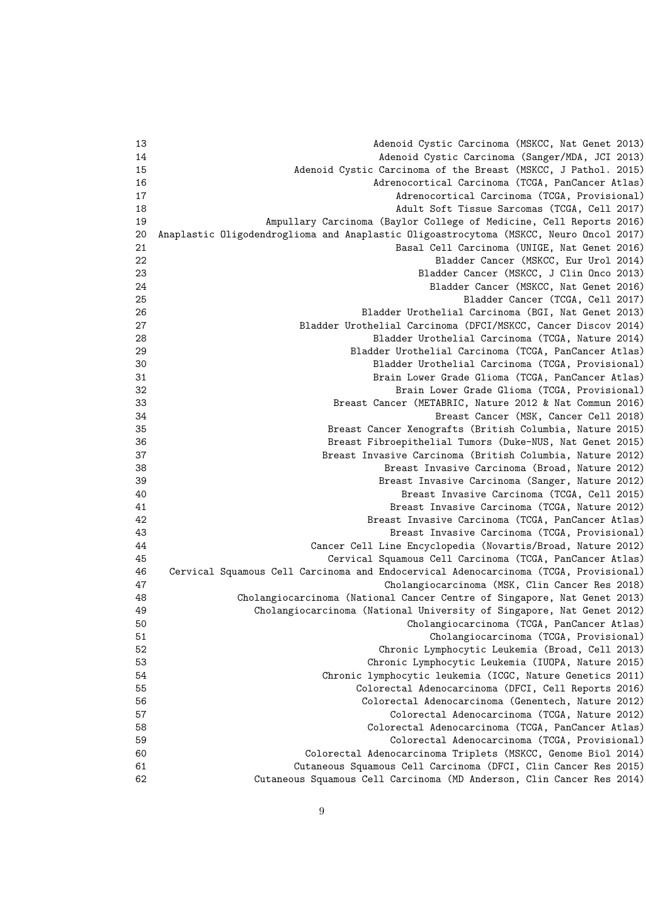```
13                                    Adenoid Cystic Carcinoma (MSKCC, Nat Genet 2013)
14                                     Adenoid Cystic Carcinoma (Sanger/MDA, JCI 2013)
15                       Adenoid Cystic Carcinoma of the Breast (MSKCC, J Pathol. 2015)
16                                   Adrenocortical Carcinoma (TCGA, PanCancer Atlas)
17                                       Adrenocortical Carcinoma (TCGA, Provisional)
18                                       Adult Soft Tissue Sarcomas (TCGA, Cell 2017)
19                 Ampullary Carcinoma (Baylor College of Medicine, Cell Reports 2016)
20  Anaplastic Oligodendroglioma and Anaplastic Oligoastrocytoma (MSKCC, Neuro Oncol 2017)
21                                       Basal Cell Carcinoma (UNIGE, Nat Genet 2016)
22                                              Bladder Cancer (MSKCC, Eur Urol 2014)
23                                           Bladder Cancer (MSKCC, J Clin Onco 2013)
24                                             Bladder Cancer (MSKCC, Nat Genet 2016)
25                                                   Bladder Cancer (TCGA, Cell 2017)
26                                 Bladder Urothelial Carcinoma (BGI, Nat Genet 2013)
27                     Bladder Urothelial Carcinoma (DFCI/MSKCC, Cancer Discov 2014)
28                                  Bladder Urothelial Carcinoma (TCGA, Nature 2014)
29                              Bladder Urothelial Carcinoma (TCGA, PanCancer Atlas)
30                                  Bladder Urothelial Carcinoma (TCGA, Provisional)
31                                  Brain Lower Grade Glioma (TCGA, PanCancer Atlas)
32                                      Brain Lower Grade Glioma (TCGA, Provisional)
33                         Breast Cancer (METABRIC, Nature 2012 & Nat Commun 2016)
34                                             Breast Cancer (MSK, Cancer Cell 2018)
35                          Breast Cancer Xenografts (British Columbia, Nature 2015)
36                          Breast Fibroepithelial Tumors (Duke-NUS, Nat Genet 2015)
37                         Breast Invasive Carcinoma (British Columbia, Nature 2012)
38                                   Breast Invasive Carcinoma (Broad, Nature 2012)
39                                  Breast Invasive Carcinoma (Sanger, Nature 2012)
40                                      Breast Invasive Carcinoma (TCGA, Cell 2015)
41                                    Breast Invasive Carcinoma (TCGA, Nature 2012)
42                                Breast Invasive Carcinoma (TCGA, PanCancer Atlas)
43                                    Breast Invasive Carcinoma (TCGA, Provisional)
44                      Cancer Cell Line Encyclopedia (Novartis/Broad, Nature 2012)
45                       Cervical Squamous Cell Carcinoma (TCGA, PanCancer Atlas)
46   Cervical Squamous Cell Carcinoma and Endocervical Adenocarcinoma (TCGA, Provisional)
47                                   Cholangiocarcinoma (MSK, Clin Cancer Res 2018)
48            Cholangiocarcinoma (National Cancer Centre of Singapore, Nat Genet 2013)
49               Cholangiocarcinoma (National University of Singapore, Nat Genet 2012)
50                                      Cholangiocarcinoma (TCGA, PanCancer Atlas)
51                                          Cholangiocarcinoma (TCGA, Provisional)
52                                   Chronic Lymphocytic Leukemia (Broad, Cell 2013)
53                                 Chronic Lymphocytic Leukemia (IUOPA, Nature 2015)
54                         Chronic lymphocytic leukemia (ICGC, Nature Genetics 2011)
55                               Colorectal Adenocarcinoma (DFCI, Cell Reports 2016)
56                                Colorectal Adenocarcinoma (Genentech, Nature 2012)
57                                     Colorectal Adenocarcinoma (TCGA, Nature 2012)
58                                 Colorectal Adenocarcinoma (TCGA, PanCancer Atlas)
59                                     Colorectal Adenocarcinoma (TCGA, Provisional)
60                        Colorectal Adenocarcinoma Triplets (MSKCC, Genome Biol 2014)
61                      Cutaneous Squamous Cell Carcinoma (DFCI, Clin Cancer Res 2015)
62               Cutaneous Squamous Cell Carcinoma (MD Anderson, Clin Cancer Res 2014)
```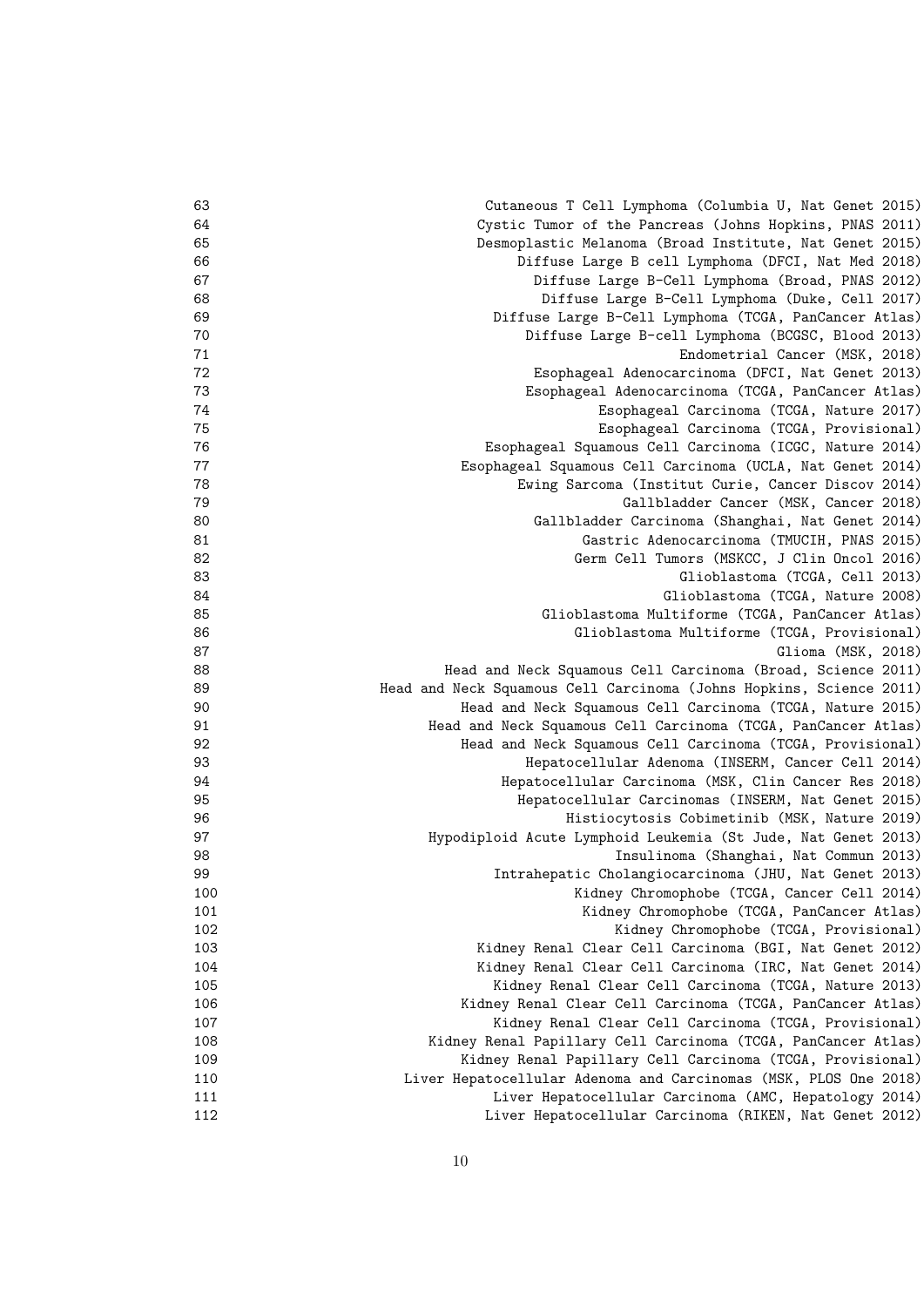| | |
|---|---|
| 63 | Cutaneous T Cell Lymphoma (Columbia U, Nat Genet 2015) |
| 64 | Cystic Tumor of the Pancreas (Johns Hopkins, PNAS 2011) |
| 65 | Desmoplastic Melanoma (Broad Institute, Nat Genet 2015) |
| 66 | Diffuse Large B cell Lymphoma (DFCI, Nat Med 2018) |
| 67 | Diffuse Large B-Cell Lymphoma (Broad, PNAS 2012) |
| 68 | Diffuse Large B-Cell Lymphoma (Duke, Cell 2017) |
| 69 | Diffuse Large B-Cell Lymphoma (TCGA, PanCancer Atlas) |
| 70 | Diffuse Large B-cell Lymphoma (BCGSC, Blood 2013) |
| 71 | Endometrial Cancer (MSK, 2018) |
| 72 | Esophageal Adenocarcinoma (DFCI, Nat Genet 2013) |
| 73 | Esophageal Adenocarcinoma (TCGA, PanCancer Atlas) |
| 74 | Esophageal Carcinoma (TCGA, Nature 2017) |
| 75 | Esophageal Carcinoma (TCGA, Provisional) |
| 76 | Esophageal Squamous Cell Carcinoma (ICGC, Nature 2014) |
| 77 | Esophageal Squamous Cell Carcinoma (UCLA, Nat Genet 2014) |
| 78 | Ewing Sarcoma (Institut Curie, Cancer Discov 2014) |
| 79 | Gallbladder Cancer (MSK, Cancer 2018) |
| 80 | Gallbladder Carcinoma (Shanghai, Nat Genet 2014) |
| 81 | Gastric Adenocarcinoma (TMUCIH, PNAS 2015) |
| 82 | Germ Cell Tumors (MSKCC, J Clin Oncol 2016) |
| 83 | Glioblastoma (TCGA, Cell 2013) |
| 84 | Glioblastoma (TCGA, Nature 2008) |
| 85 | Glioblastoma Multiforme (TCGA, PanCancer Atlas) |
| 86 | Glioblastoma Multiforme (TCGA, Provisional) |
| 87 | Glioma (MSK, 2018) |
| 88 | Head and Neck Squamous Cell Carcinoma (Broad, Science 2011) |
| 89 | Head and Neck Squamous Cell Carcinoma (Johns Hopkins, Science 2011) |
| 90 | Head and Neck Squamous Cell Carcinoma (TCGA, Nature 2015) |
| 91 | Head and Neck Squamous Cell Carcinoma (TCGA, PanCancer Atlas) |
| 92 | Head and Neck Squamous Cell Carcinoma (TCGA, Provisional) |
| 93 | Hepatocellular Adenoma (INSERM, Cancer Cell 2014) |
| 94 | Hepatocellular Carcinoma (MSK, Clin Cancer Res 2018) |
| 95 | Hepatocellular Carcinomas (INSERM, Nat Genet 2015) |
| 96 | Histiocytosis Cobimetinib (MSK, Nature 2019) |
| 97 | Hypodiploid Acute Lymphoid Leukemia (St Jude, Nat Genet 2013) |
| 98 | Insulinoma (Shanghai, Nat Commun 2013) |
| 99 | Intrahepatic Cholangiocarcinoma (JHU, Nat Genet 2013) |
| 100 | Kidney Chromophobe (TCGA, Cancer Cell 2014) |
| 101 | Kidney Chromophobe (TCGA, PanCancer Atlas) |
| 102 | Kidney Chromophobe (TCGA, Provisional) |
| 103 | Kidney Renal Clear Cell Carcinoma (BGI, Nat Genet 2012) |
| 104 | Kidney Renal Clear Cell Carcinoma (IRC, Nat Genet 2014) |
| 105 | Kidney Renal Clear Cell Carcinoma (TCGA, Nature 2013) |
| 106 | Kidney Renal Clear Cell Carcinoma (TCGA, PanCancer Atlas) |
| 107 | Kidney Renal Clear Cell Carcinoma (TCGA, Provisional) |
| 108 | Kidney Renal Papillary Cell Carcinoma (TCGA, PanCancer Atlas) |
| 109 | Kidney Renal Papillary Cell Carcinoma (TCGA, Provisional) |
| 110 | Liver Hepatocellular Adenoma and Carcinomas (MSK, PLOS One 2018) |
| 111 | Liver Hepatocellular Carcinoma (AMC, Hepatology 2014) |
| 112 | Liver Hepatocellular Carcinoma (RIKEN, Nat Genet 2012) |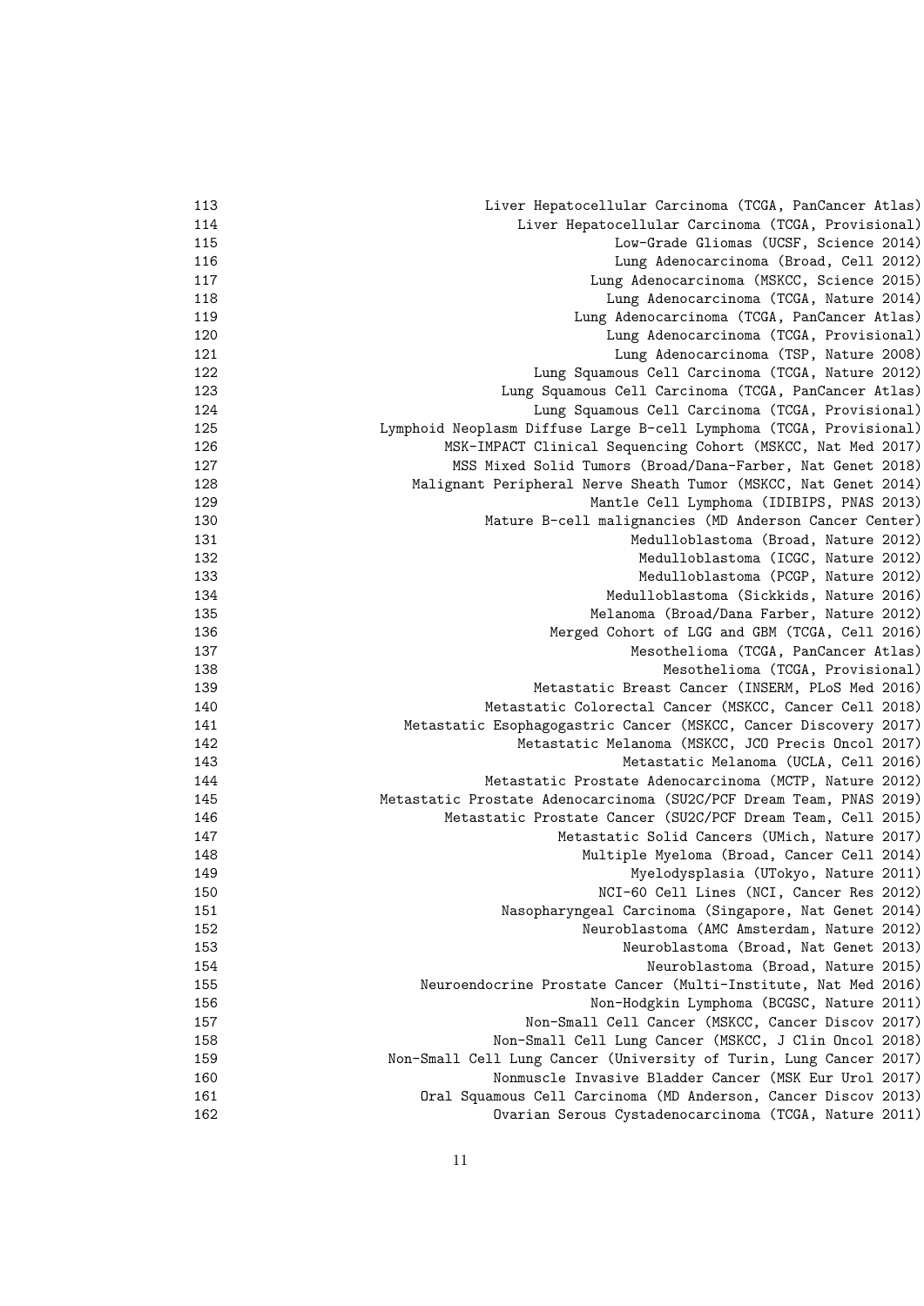| | |
|---|---|
| 113 | Liver Hepatocellular Carcinoma (TCGA, PanCancer Atlas) |
| 114 | Liver Hepatocellular Carcinoma (TCGA, Provisional) |
| 115 | Low-Grade Gliomas (UCSF, Science 2014) |
| 116 | Lung Adenocarcinoma (Broad, Cell 2012) |
| 117 | Lung Adenocarcinoma (MSKCC, Science 2015) |
| 118 | Lung Adenocarcinoma (TCGA, Nature 2014) |
| 119 | Lung Adenocarcinoma (TCGA, PanCancer Atlas) |
| 120 | Lung Adenocarcinoma (TCGA, Provisional) |
| 121 | Lung Adenocarcinoma (TSP, Nature 2008) |
| 122 | Lung Squamous Cell Carcinoma (TCGA, Nature 2012) |
| 123 | Lung Squamous Cell Carcinoma (TCGA, PanCancer Atlas) |
| 124 | Lung Squamous Cell Carcinoma (TCGA, Provisional) |
| 125 | Lymphoid Neoplasm Diffuse Large B-cell Lymphoma (TCGA, Provisional) |
| 126 | MSK-IMPACT Clinical Sequencing Cohort (MSKCC, Nat Med 2017) |
| 127 | MSS Mixed Solid Tumors (Broad/Dana-Farber, Nat Genet 2018) |
| 128 | Malignant Peripheral Nerve Sheath Tumor (MSKCC, Nat Genet 2014) |
| 129 | Mantle Cell Lymphoma (IDIBIPS, PNAS 2013) |
| 130 | Mature B-cell malignancies (MD Anderson Cancer Center) |
| 131 | Medulloblastoma (Broad, Nature 2012) |
| 132 | Medulloblastoma (ICGC, Nature 2012) |
| 133 | Medulloblastoma (PCGP, Nature 2012) |
| 134 | Medulloblastoma (Sickkids, Nature 2016) |
| 135 | Melanoma (Broad/Dana Farber, Nature 2012) |
| 136 | Merged Cohort of LGG and GBM (TCGA, Cell 2016) |
| 137 | Mesothelioma (TCGA, PanCancer Atlas) |
| 138 | Mesothelioma (TCGA, Provisional) |
| 139 | Metastatic Breast Cancer (INSERM, PLoS Med 2016) |
| 140 | Metastatic Colorectal Cancer (MSKCC, Cancer Cell 2018) |
| 141 | Metastatic Esophagogastric Cancer (MSKCC, Cancer Discovery 2017) |
| 142 | Metastatic Melanoma (MSKCC, JCO Precis Oncol 2017) |
| 143 | Metastatic Melanoma (UCLA, Cell 2016) |
| 144 | Metastatic Prostate Adenocarcinoma (MCTP, Nature 2012) |
| 145 | Metastatic Prostate Adenocarcinoma (SU2C/PCF Dream Team, PNAS 2019) |
| 146 | Metastatic Prostate Cancer (SU2C/PCF Dream Team, Cell 2015) |
| 147 | Metastatic Solid Cancers (UMich, Nature 2017) |
| 148 | Multiple Myeloma (Broad, Cancer Cell 2014) |
| 149 | Myelodysplasia (UTokyo, Nature 2011) |
| 150 | NCI-60 Cell Lines (NCI, Cancer Res 2012) |
| 151 | Nasopharyngeal Carcinoma (Singapore, Nat Genet 2014) |
| 152 | Neuroblastoma (AMC Amsterdam, Nature 2012) |
| 153 | Neuroblastoma (Broad, Nat Genet 2013) |
| 154 | Neuroblastoma (Broad, Nature 2015) |
| 155 | Neuroendocrine Prostate Cancer (Multi-Institute, Nat Med 2016) |
| 156 | Non-Hodgkin Lymphoma (BCGSC, Nature 2011) |
| 157 | Non-Small Cell Cancer (MSKCC, Cancer Discov 2017) |
| 158 | Non-Small Cell Lung Cancer (MSKCC, J Clin Oncol 2018) |
| 159 | Non-Small Cell Lung Cancer (University of Turin, Lung Cancer 2017) |
| 160 | Nonmuscle Invasive Bladder Cancer (MSK Eur Urol 2017) |
| 161 | Oral Squamous Cell Carcinoma (MD Anderson, Cancer Discov 2013) |
| 162 | Ovarian Serous Cystadenocarcinoma (TCGA, Nature 2011) |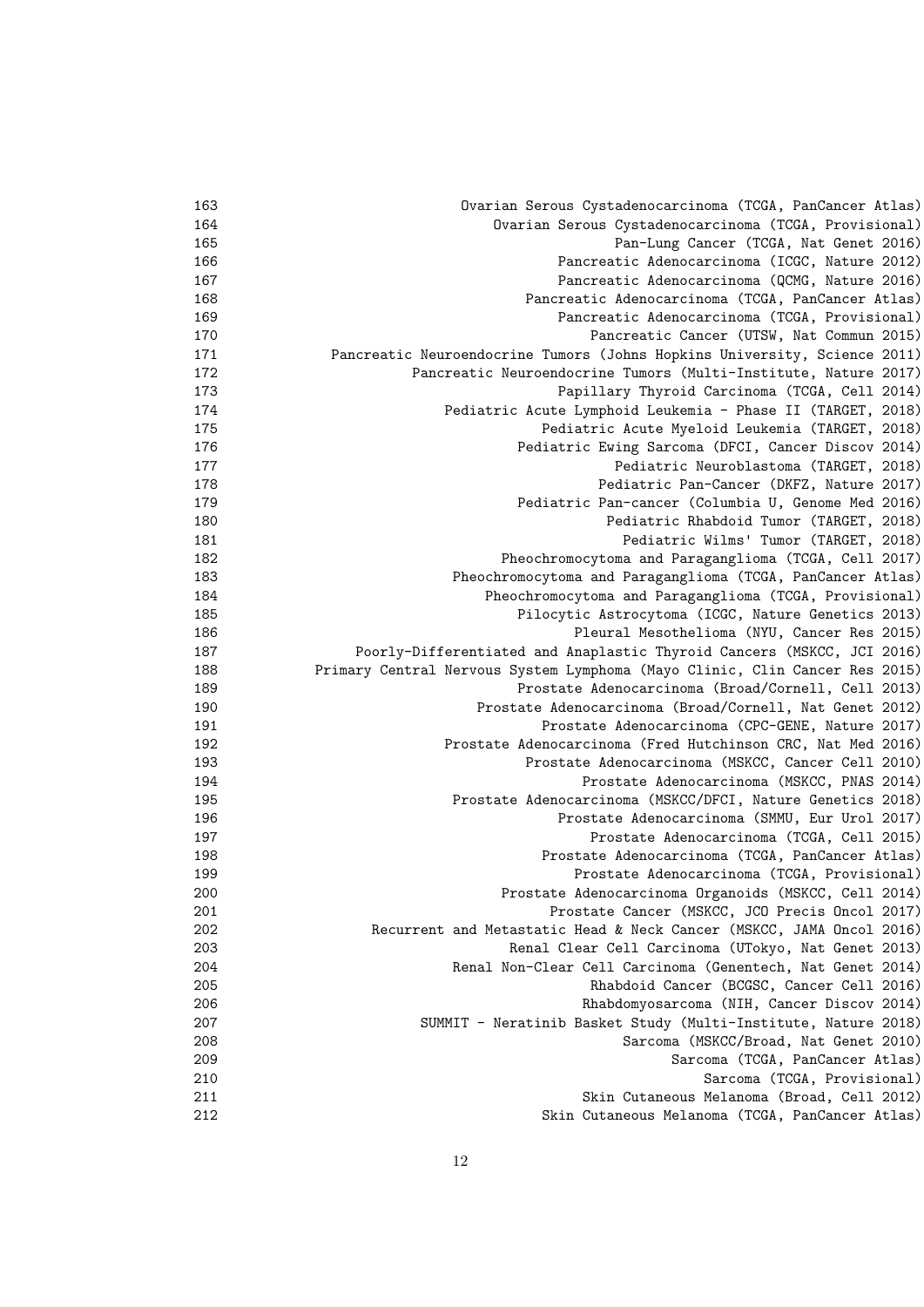| | |
|---|---|
| 163 | Ovarian Serous Cystadenocarcinoma (TCGA, PanCancer Atlas) |
| 164 | Ovarian Serous Cystadenocarcinoma (TCGA, Provisional) |
| 165 | Pan-Lung Cancer (TCGA, Nat Genet 2016) |
| 166 | Pancreatic Adenocarcinoma (ICGC, Nature 2012) |
| 167 | Pancreatic Adenocarcinoma (QCMG, Nature 2016) |
| 168 | Pancreatic Adenocarcinoma (TCGA, PanCancer Atlas) |
| 169 | Pancreatic Adenocarcinoma (TCGA, Provisional) |
| 170 | Pancreatic Cancer (UTSW, Nat Commun 2015) |
| 171 | Pancreatic Neuroendocrine Tumors (Johns Hopkins University, Science 2011) |
| 172 | Pancreatic Neuroendocrine Tumors (Multi-Institute, Nature 2017) |
| 173 | Papillary Thyroid Carcinoma (TCGA, Cell 2014) |
| 174 | Pediatric Acute Lymphoid Leukemia - Phase II (TARGET, 2018) |
| 175 | Pediatric Acute Myeloid Leukemia (TARGET, 2018) |
| 176 | Pediatric Ewing Sarcoma (DFCI, Cancer Discov 2014) |
| 177 | Pediatric Neuroblastoma (TARGET, 2018) |
| 178 | Pediatric Pan-Cancer (DKFZ, Nature 2017) |
| 179 | Pediatric Pan-cancer (Columbia U, Genome Med 2016) |
| 180 | Pediatric Rhabdoid Tumor (TARGET, 2018) |
| 181 | Pediatric Wilms' Tumor (TARGET, 2018) |
| 182 | Pheochromocytoma and Paraganglioma (TCGA, Cell 2017) |
| 183 | Pheochromocytoma and Paraganglioma (TCGA, PanCancer Atlas) |
| 184 | Pheochromocytoma and Paraganglioma (TCGA, Provisional) |
| 185 | Pilocytic Astrocytoma (ICGC, Nature Genetics 2013) |
| 186 | Pleural Mesothelioma (NYU, Cancer Res 2015) |
| 187 | Poorly-Differentiated and Anaplastic Thyroid Cancers (MSKCC, JCI 2016) |
| 188 | Primary Central Nervous System Lymphoma (Mayo Clinic, Clin Cancer Res 2015) |
| 189 | Prostate Adenocarcinoma (Broad/Cornell, Cell 2013) |
| 190 | Prostate Adenocarcinoma (Broad/Cornell, Nat Genet 2012) |
| 191 | Prostate Adenocarcinoma (CPC-GENE, Nature 2017) |
| 192 | Prostate Adenocarcinoma (Fred Hutchinson CRC, Nat Med 2016) |
| 193 | Prostate Adenocarcinoma (MSKCC, Cancer Cell 2010) |
| 194 | Prostate Adenocarcinoma (MSKCC, PNAS 2014) |
| 195 | Prostate Adenocarcinoma (MSKCC/DFCI, Nature Genetics 2018) |
| 196 | Prostate Adenocarcinoma (SMMU, Eur Urol 2017) |
| 197 | Prostate Adenocarcinoma (TCGA, Cell 2015) |
| 198 | Prostate Adenocarcinoma (TCGA, PanCancer Atlas) |
| 199 | Prostate Adenocarcinoma (TCGA, Provisional) |
| 200 | Prostate Adenocarcinoma Organoids (MSKCC, Cell 2014) |
| 201 | Prostate Cancer (MSKCC, JCO Precis Oncol 2017) |
| 202 | Recurrent and Metastatic Head & Neck Cancer (MSKCC, JAMA Oncol 2016) |
| 203 | Renal Clear Cell Carcinoma (UTokyo, Nat Genet 2013) |
| 204 | Renal Non-Clear Cell Carcinoma (Genentech, Nat Genet 2014) |
| 205 | Rhabdoid Cancer (BCGSC, Cancer Cell 2016) |
| 206 | Rhabdomyosarcoma (NIH, Cancer Discov 2014) |
| 207 | SUMMIT - Neratinib Basket Study (Multi-Institute, Nature 2018) |
| 208 | Sarcoma (MSKCC/Broad, Nat Genet 2010) |
| 209 | Sarcoma (TCGA, PanCancer Atlas) |
| 210 | Sarcoma (TCGA, Provisional) |
| 211 | Skin Cutaneous Melanoma (Broad, Cell 2012) |
| 212 | Skin Cutaneous Melanoma (TCGA, PanCancer Atlas) |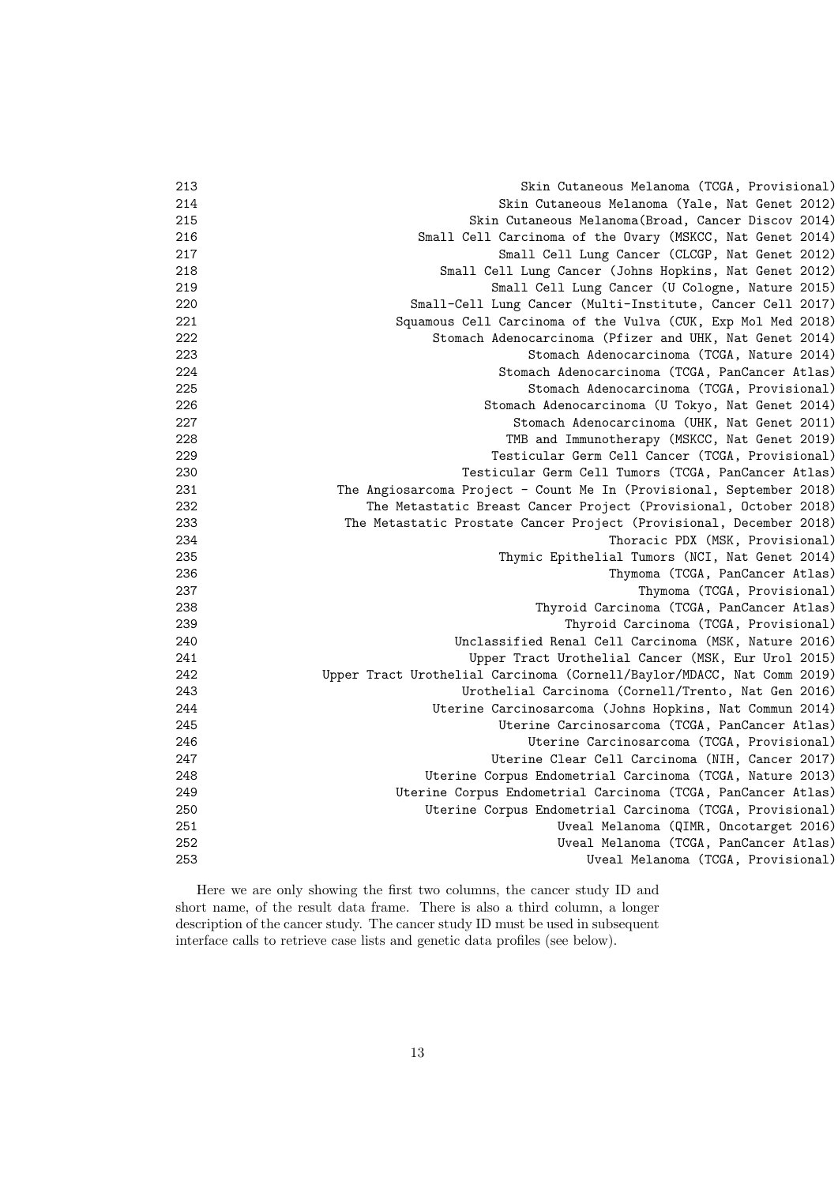```
213                                     Skin Cutaneous Melanoma (TCGA, Provisional)
214                                     Skin Cutaneous Melanoma (Yale, Nat Genet 2012)
215                                Skin Cutaneous Melanoma(Broad, Cancer Discov 2014)
216                          Small Cell Carcinoma of the Ovary (MSKCC, Nat Genet 2014)
217                                   Small Cell Lung Cancer (CLCGP, Nat Genet 2012)
218                              Small Cell Lung Cancer (Johns Hopkins, Nat Genet 2012)
219                                    Small Cell Lung Cancer (U Cologne, Nature 2015)
220                          Small-Cell Lung Cancer (Multi-Institute, Cancer Cell 2017)
221                       Squamous Cell Carcinoma of the Vulva (CUK, Exp Mol Med 2018)
222                             Stomach Adenocarcinoma (Pfizer and UHK, Nat Genet 2014)
223                                      Stomach Adenocarcinoma (TCGA, Nature 2014)
224                                   Stomach Adenocarcinoma (TCGA, PanCancer Atlas)
225                                      Stomach Adenocarcinoma (TCGA, Provisional)
226                                Stomach Adenocarcinoma (U Tokyo, Nat Genet 2014)
227                                    Stomach Adenocarcinoma (UHK, Nat Genet 2011)
228                                    TMB and Immunotherapy (MSKCC, Nat Genet 2019)
229                                  Testicular Germ Cell Cancer (TCGA, Provisional)
230                              Testicular Germ Cell Tumors (TCGA, PanCancer Atlas)
231               The Angiosarcoma Project - Count Me In (Provisional, September 2018)
232                   The Metastatic Breast Cancer Project (Provisional, October 2018)
233                The Metastatic Prostate Cancer Project (Provisional, December 2018)
234                                                Thoracic PDX (MSK, Provisional)
235                                   Thymic Epithelial Tumors (NCI, Nat Genet 2014)
236                                                Thymoma (TCGA, PanCancer Atlas)
237                                                   Thymoma (TCGA, Provisional)
238                                        Thyroid Carcinoma (TCGA, PanCancer Atlas)
239                                           Thyroid Carcinoma (TCGA, Provisional)
240                             Unclassified Renal Cell Carcinoma (MSK, Nature 2016)
241                                Upper Tract Urothelial Cancer (MSK, Eur Urol 2015)
242            Upper Tract Urothelial Carcinoma (Cornell/Baylor/MDACC, Nat Comm 2019)
243                              Urothelial Carcinoma (Cornell/Trento, Nat Gen 2016)
244                            Uterine Carcinosarcoma (Johns Hopkins, Nat Commun 2014)
245                                   Uterine Carcinosarcoma (TCGA, PanCancer Atlas)
246                                      Uterine Carcinosarcoma (TCGA, Provisional)
247                                  Uterine Clear Cell Carcinoma (NIH, Cancer 2017)
248                           Uterine Corpus Endometrial Carcinoma (TCGA, Nature 2013)
249                       Uterine Corpus Endometrial Carcinoma (TCGA, PanCancer Atlas)
250                          Uterine Corpus Endometrial Carcinoma (TCGA, Provisional)
251                                        Uveal Melanoma (QIMR, Oncotarget 2016)
252                                         Uveal Melanoma (TCGA, PanCancer Atlas)
253                                            Uveal Melanoma (TCGA, Provisional)
```

Here we are only showing the first two columns, the cancer study ID and short name, of the result data frame. There is also a third column, a longer description of the cancer study. The cancer study ID must be used in subsequent interface calls to retrieve case lists and genetic data profiles (see below).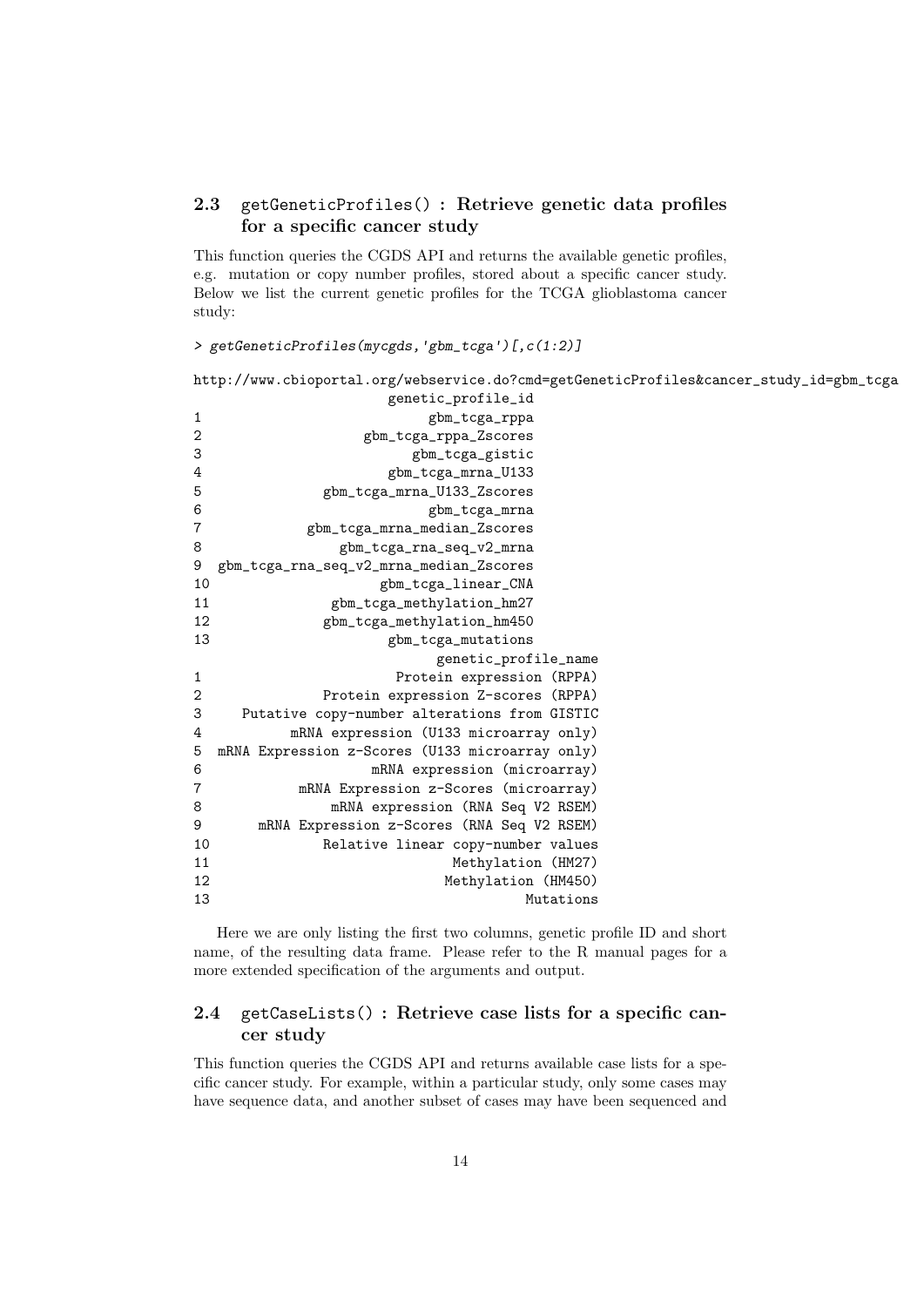### 2.3 getGeneticProfiles() : Retrieve genetic data profiles for a specific cancer study

This function queries the CGDS API and returns the available genetic profiles, e.g. mutation or copy number profiles, stored about a specific cancer study. Below we list the current genetic profiles for the TCGA glioblastoma cancer study:

```
> getGeneticProfiles(mycgds,'gbm_tcga')[,c(1:2)]

http://www.cbioportal.org/webservice.do?cmd=getGeneticProfiles&cancer_study_id=gbm_tcga
                        genetic_profile_id
1                             gbm_tcga_rppa
2                     gbm_tcga_rppa_Zscores
3                           gbm_tcga_gistic
4                        gbm_tcga_mrna_U133
5                gbm_tcga_mrna_U133_Zscores
6                             gbm_tcga_mrna
7              gbm_tcga_mrna_median_Zscores
8                  gbm_tcga_rna_seq_v2_mrna
9  gbm_tcga_rna_seq_v2_mrna_median_Zscores
10                      gbm_tcga_linear_CNA
11                 gbm_tcga_methylation_hm27
12                gbm_tcga_methylation_hm450
13                        gbm_tcga_mutations
                               genetic_profile_name
1                          Protein expression (RPPA)
2                Protein expression Z-scores (RPPA)
3      Putative copy-number alterations from GISTIC
4            mRNA expression (U133 microarray only)
5   mRNA Expression z-Scores (U133 microarray only)
6                     mRNA expression (microarray)
7             mRNA Expression z-Scores (microarray)
8                 mRNA expression (RNA Seq V2 RSEM)
9        mRNA Expression z-Scores (RNA Seq V2 RSEM)
10               Relative linear copy-number values
11                              Methylation (HM27)
12                             Methylation (HM450)
13                                       Mutations
```

Here we are only listing the first two columns, genetic profile ID and short name, of the resulting data frame. Please refer to the R manual pages for a more extended specification of the arguments and output.

### 2.4 getCaseLists() : Retrieve case lists for a specific cancer study

This function queries the CGDS API and returns available case lists for a specific cancer study. For example, within a particular study, only some cases may have sequence data, and another subset of cases may have been sequenced and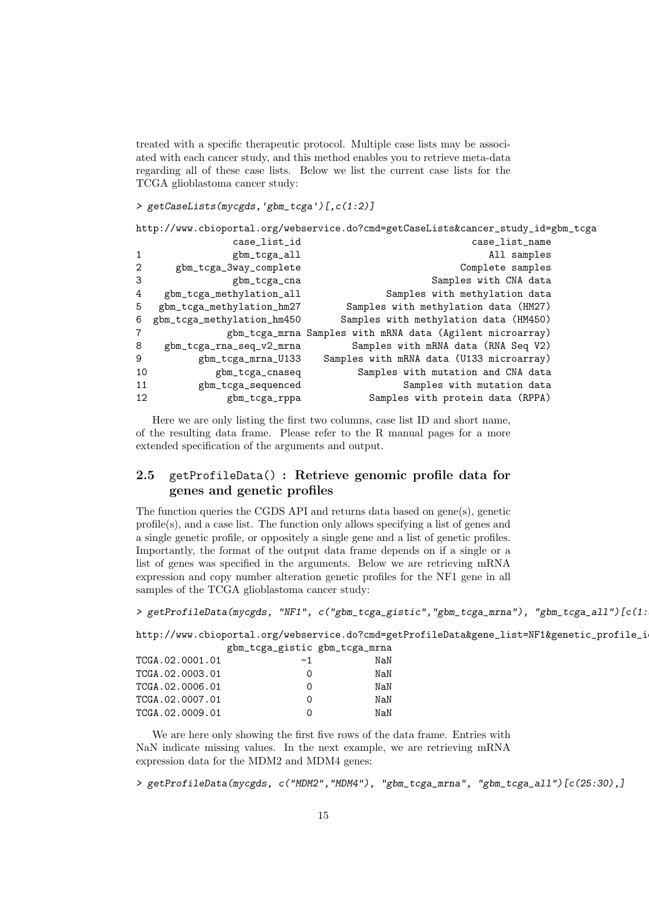treated with a specific therapeutic protocol. Multiple case lists may be associated with each cancer study, and this method enables you to retrieve meta-data regarding all of these case lists. Below we list the current case lists for the TCGA glioblastoma cancer study:

```
> getCaseLists(mycgds,'gbm_tcga')[,c(1:2)]

http://www.cbioportal.org/webservice.do?cmd=getCaseLists&cancer_study_id=gbm_tcga
                case_list_id                                    case_list_name
1               gbm_tcga_all                                       All samples
2       gbm_tcga_3way_complete                                  Complete samples
3               gbm_tcga_cna                             Samples with CNA data
4     gbm_tcga_methylation_all                   Samples with methylation data
5    gbm_tcga_methylation_hm27           Samples with methylation data (HM27)
6   gbm_tcga_methylation_hm450          Samples with methylation data (HM450)
7              gbm_tcga_mrna Samples with mRNA data (Agilent microarray)
8     gbm_tcga_rna_seq_v2_mrna           Samples with mRNA data (RNA Seq V2)
9          gbm_tcga_mrna_U133      Samples with mRNA data (U133 microarray)
10           gbm_tcga_cnaseq             Samples with mutation and CNA data
11        gbm_tcga_sequenced                     Samples with mutation data
12             gbm_tcga_rppa               Samples with protein data (RPPA)
```

Here we are only listing the first two columns, case list ID and short name, of the resulting data frame. Please refer to the R manual pages for a more extended specification of the arguments and output.

## 2.5 getProfileData() : Retrieve genomic profile data for genes and genetic profiles

The function queries the CGDS API and returns data based on gene(s), genetic profile(s), and a case list. The function only allows specifying a list of genes and a single genetic profile, or oppositely a single gene and a list of genetic profiles. Importantly, the format of the output data frame depends on if a single or a list of genes was specified in the arguments. Below we are retrieving mRNA expression and copy number alteration genetic profiles for the NF1 gene in all samples of the TCGA glioblastoma cancer study:

```
> getProfileData(mycgds, "NF1", c("gbm_tcga_gistic","gbm_tcga_mrna"), "gbm_tcga_all")[c(1:

http://www.cbioportal.org/webservice.do?cmd=getProfileData&gene_list=NF1&genetic_profile_i
                gbm_tcga_gistic gbm_tcga_mrna
TCGA.02.0001.01              -1           NaN
TCGA.02.0003.01               0           NaN
TCGA.02.0006.01               0           NaN
TCGA.02.0007.01               0           NaN
TCGA.02.0009.01               0           NaN
```

We are here only showing the first five rows of the data frame. Entries with NaN indicate missing values. In the next example, we are retrieving mRNA expression data for the MDM2 and MDM4 genes:

```
> getProfileData(mycgds, c("MDM2","MDM4"), "gbm_tcga_mrna", "gbm_tcga_all")[c(25:30),]
```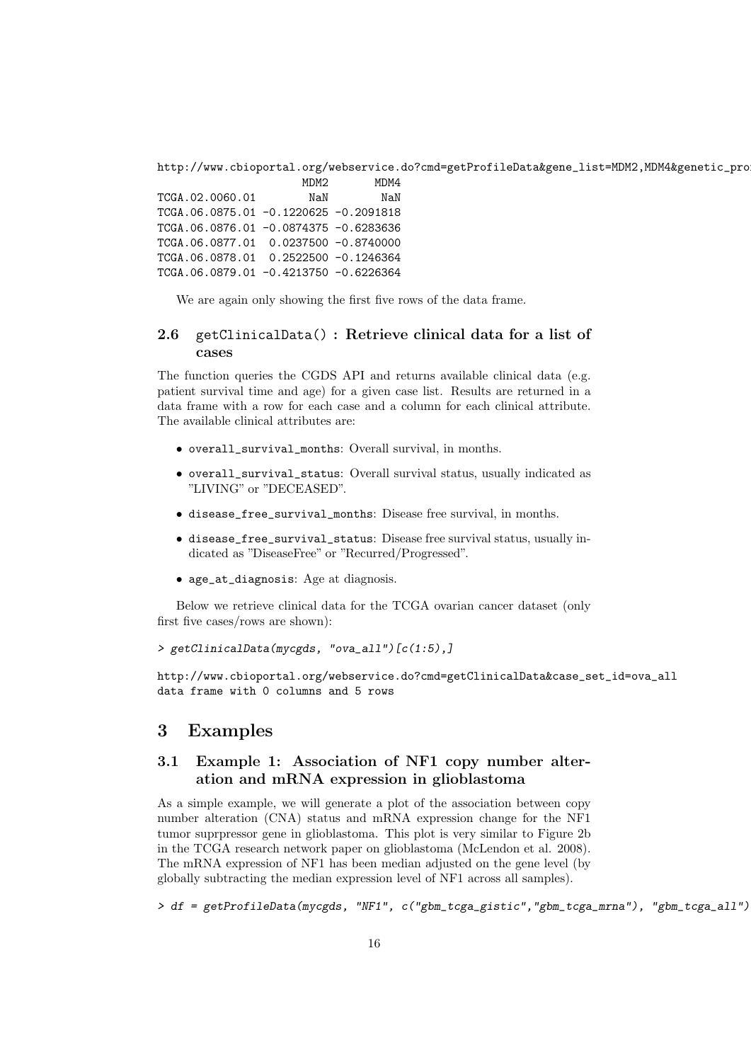```
http://www.cbioportal.org/webservice.do?cmd=getProfileData&gene_list=MDM2,MDM4&genetic_pro
                     MDM2       MDM4
TCGA.02.0060.01        NaN        NaN
TCGA.06.0875.01 -0.1220625 -0.2091818
TCGA.06.0876.01 -0.0874375 -0.6283636
TCGA.06.0877.01  0.0237500 -0.8740000
TCGA.06.0878.01  0.2522500 -0.1246364
TCGA.06.0879.01 -0.4213750 -0.6226364
```

We are again only showing the first five rows of the data frame.

### 2.6 getClinicalData() : Retrieve clinical data for a list of cases

The function queries the CGDS API and returns available clinical data (e.g. patient survival time and age) for a given case list. Results are returned in a data frame with a row for each case and a column for each clinical attribute. The available clinical attributes are:

- overall_survival_months: Overall survival, in months.
- overall_survival_status: Overall survival status, usually indicated as "LIVING" or "DECEASED".
- disease_free_survival_months: Disease free survival, in months.
- disease_free_survival_status: Disease free survival status, usually indicated as "DiseaseFree" or "Recurred/Progressed".
- age_at_diagnosis: Age at diagnosis.

Below we retrieve clinical data for the TCGA ovarian cancer dataset (only first five cases/rows are shown):

```
> getClinicalData(mycgds, "ova_all")[c(1:5),]
```

```
http://www.cbioportal.org/webservice.do?cmd=getClinicalData&case_set_id=ova_all
data frame with 0 columns and 5 rows
```

## 3 Examples

### 3.1 Example 1: Association of NF1 copy number alteration and mRNA expression in glioblastoma

As a simple example, we will generate a plot of the association between copy number alteration (CNA) status and mRNA expression change for the NF1 tumor suprpressor gene in glioblastoma. This plot is very similar to Figure 2b in the TCGA research network paper on glioblastoma (McLendon et al. 2008). The mRNA expression of NF1 has been median adjusted on the gene level (by globally subtracting the median expression level of NF1 across all samples).

```
> df = getProfileData(mycgds, "NF1", c("gbm_tcga_gistic","gbm_tcga_mrna"), "gbm_tcga_all")
```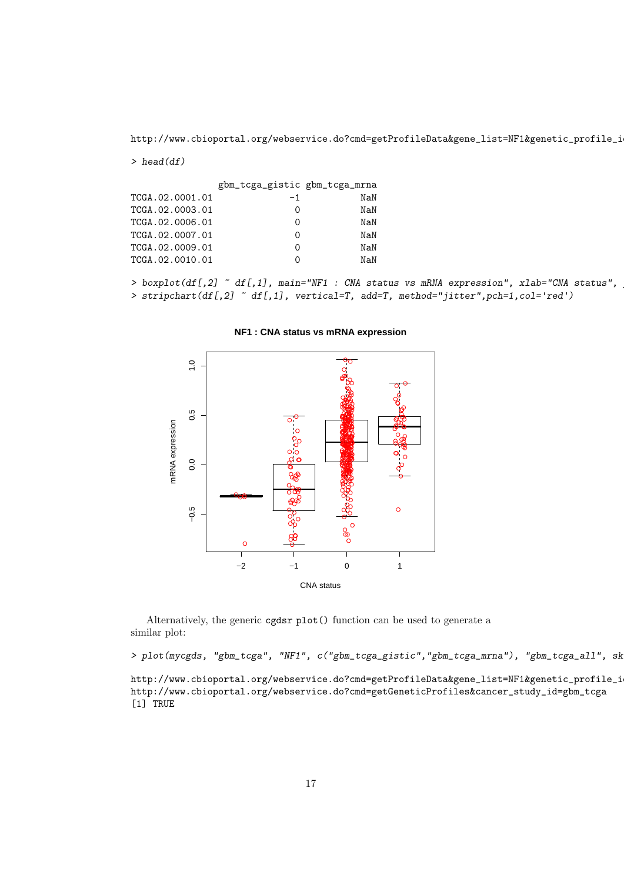```
http://www.cbioportal.org/webservice.do?cmd=getProfileData&gene_list=NF1&genetic_profile_i
```

```
> head(df)
```

```
                gbm_tcga_gistic gbm_tcga_mrna
TCGA.02.0001.01              -1           NaN
TCGA.02.0003.01               0           NaN
TCGA.02.0006.01               0           NaN
TCGA.02.0007.01               0           NaN
TCGA.02.0009.01               0           NaN
TCGA.02.0010.01               0           NaN
```

```
> boxplot(df[,2] ~ df[,1], main="NF1 : CNA status vs mRNA expression", xlab="CNA status", 
> stripchart(df[,2] ~ df[,1], vertical=T, add=T, method="jitter",pch=1,col='red')
```

Alternatively, the generic cgdsr plot() function can be used to generate a similar plot:

```
> plot(mycgds, "gbm_tcga", "NF1", c("gbm_tcga_gistic","gbm_tcga_mrna"), "gbm_tcga_all", sk
```

```
http://www.cbioportal.org/webservice.do?cmd=getProfileData&gene_list=NF1&genetic_profile_i
http://www.cbioportal.org/webservice.do?cmd=getGeneticProfiles&cancer_study_id=gbm_tcga
[1] TRUE
```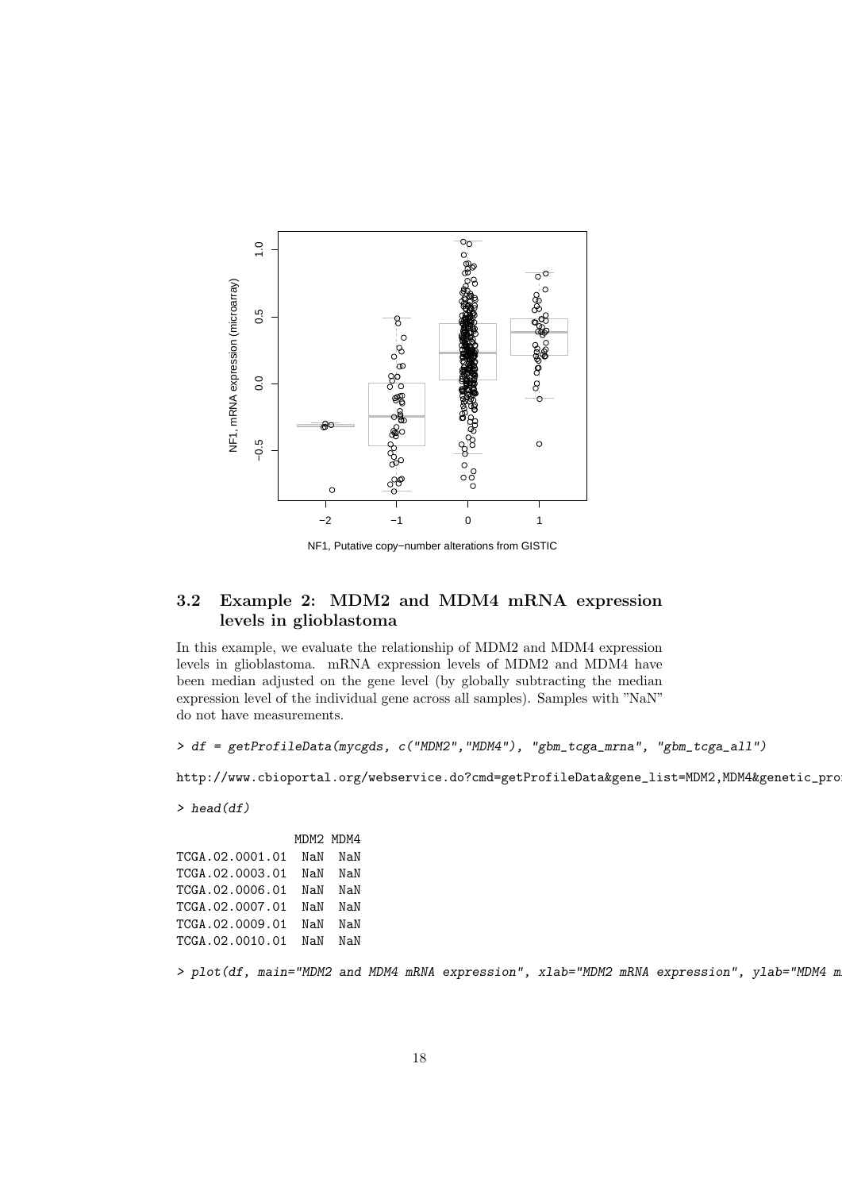### 3.2 Example 2: MDM2 and MDM4 mRNA expression levels in glioblastoma

In this example, we evaluate the relationship of MDM2 and MDM4 expression levels in glioblastoma. mRNA expression levels of MDM2 and MDM4 have been median adjusted on the gene level (by globally subtracting the median expression level of the individual gene across all samples). Samples with "NaN" do not have measurements.

```
> df = getProfileData(mycgds, c("MDM2","MDM4"), "gbm_tcga_mrna", "gbm_tcga_all")
```

```
http://www.cbioportal.org/webservice.do?cmd=getProfileData&gene_list=MDM2,MDM4&genetic_pro
```

```
> head(df)
```

```
                MDM2 MDM4
TCGA.02.0001.01  NaN  NaN
TCGA.02.0003.01  NaN  NaN
TCGA.02.0006.01  NaN  NaN
TCGA.02.0007.01  NaN  NaN
TCGA.02.0009.01  NaN  NaN
TCGA.02.0010.01  NaN  NaN
```

```
> plot(df, main="MDM2 and MDM4 mRNA expression", xlab="MDM2 mRNA expression", ylab="MDM4 m
```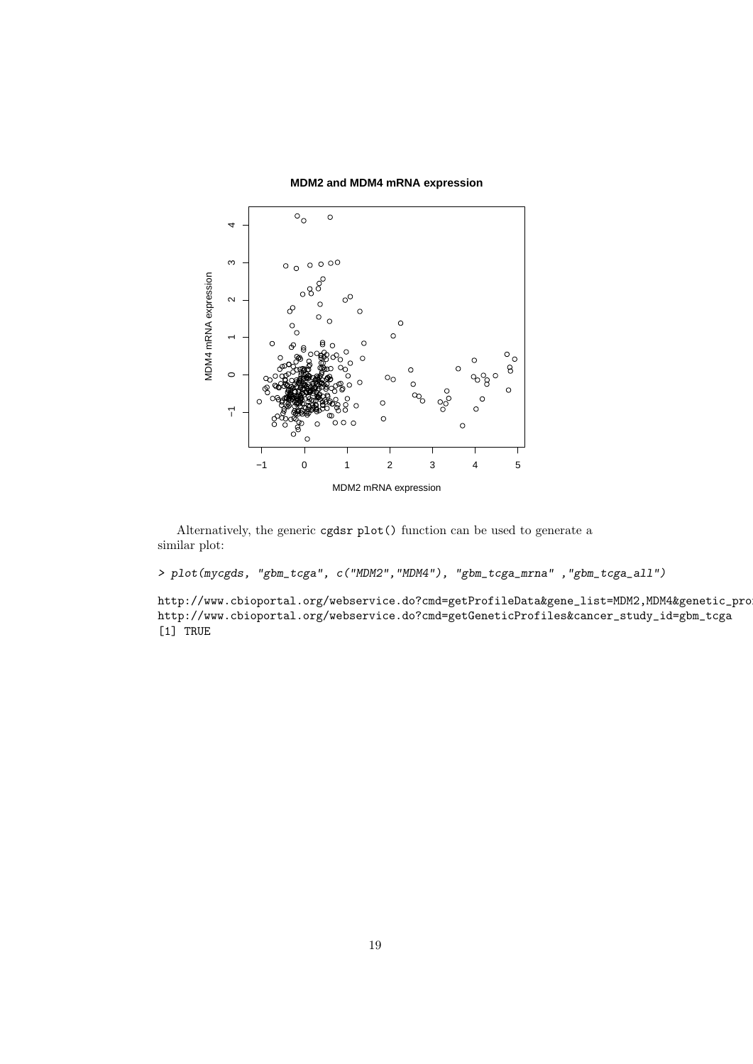Alternatively, the generic cgdsr plot() function can be used to generate a similar plot:

```
> plot(mycgds, "gbm_tcga", c("MDM2","MDM4"), "gbm_tcga_mrna" ,"gbm_tcga_all")

http://www.cbioportal.org/webservice.do?cmd=getProfileData&gene_list=MDM2,MDM4&genetic_pro
http://www.cbioportal.org/webservice.do?cmd=getGeneticProfiles&cancer_study_id=gbm_tcga
[1] TRUE
```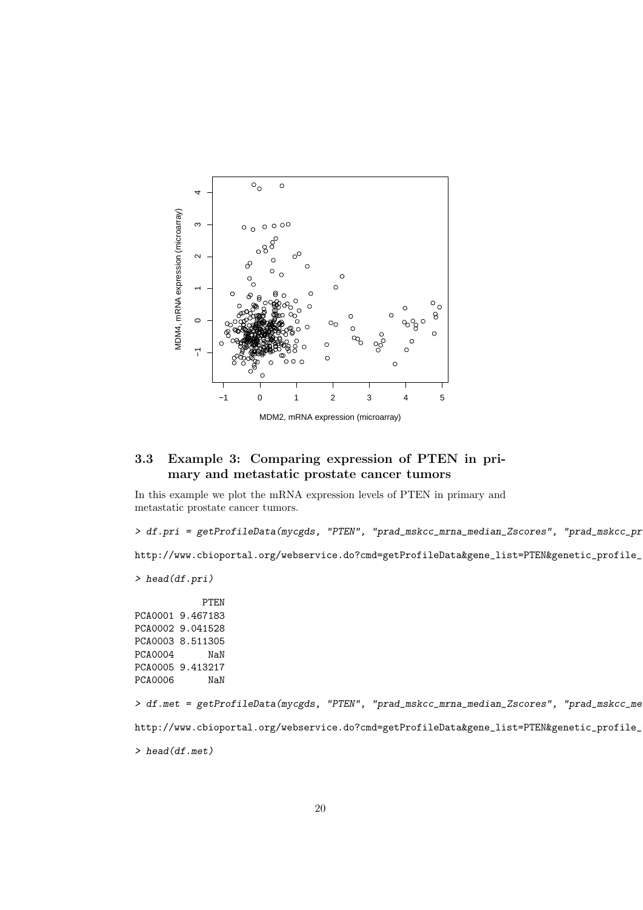### 3.3 Example 3: Comparing expression of PTEN in primary and metastatic prostate cancer tumors

In this example we plot the mRNA expression levels of PTEN in primary and metastatic prostate cancer tumors.

```
> df.pri = getProfileData(mycgds, "PTEN", "prad_mskcc_mrna_median_Zscores", "prad_mskcc_pr

http://www.cbioportal.org/webservice.do?cmd=getProfileData&gene_list=PTEN&genetic_profile_

> head(df.pri)

            PTEN
PCA0001 9.467183
PCA0002 9.041528
PCA0003 8.511305
PCA0004      NaN
PCA0005 9.413217
PCA0006      NaN

> df.met = getProfileData(mycgds, "PTEN", "prad_mskcc_mrna_median_Zscores", "prad_mskcc_me

http://www.cbioportal.org/webservice.do?cmd=getProfileData&gene_list=PTEN&genetic_profile_

> head(df.met)
```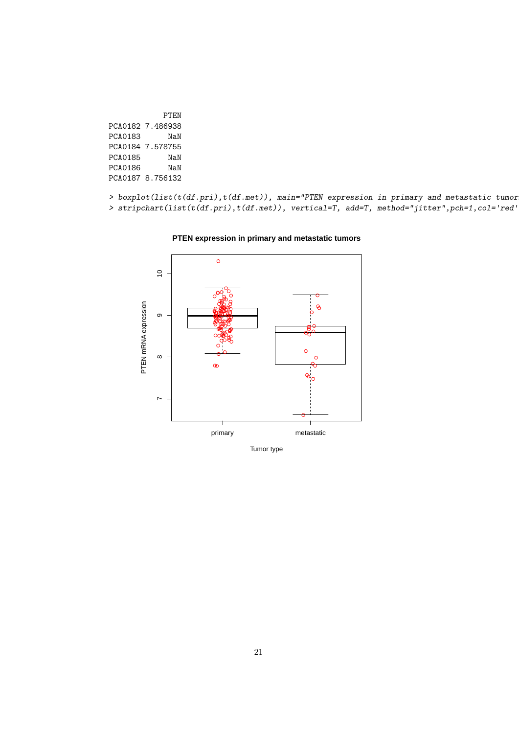```
           PTEN
PCA0182 7.486938
PCA0183      NaN
PCA0184 7.578755
PCA0185      NaN
PCA0186      NaN
PCA0187 8.756132
```

```
> boxplot(list(t(df.pri),t(df.met)), main="PTEN expression in primary and metastatic tumor
> stripchart(list(t(df.pri),t(df.met)), vertical=T, add=T, method="jitter",pch=1,col='red'
```

PTEN expression in primary and metastatic tumors

PTEN mRNA expression

10
9
8
7

primary
metastatic

Tumor type